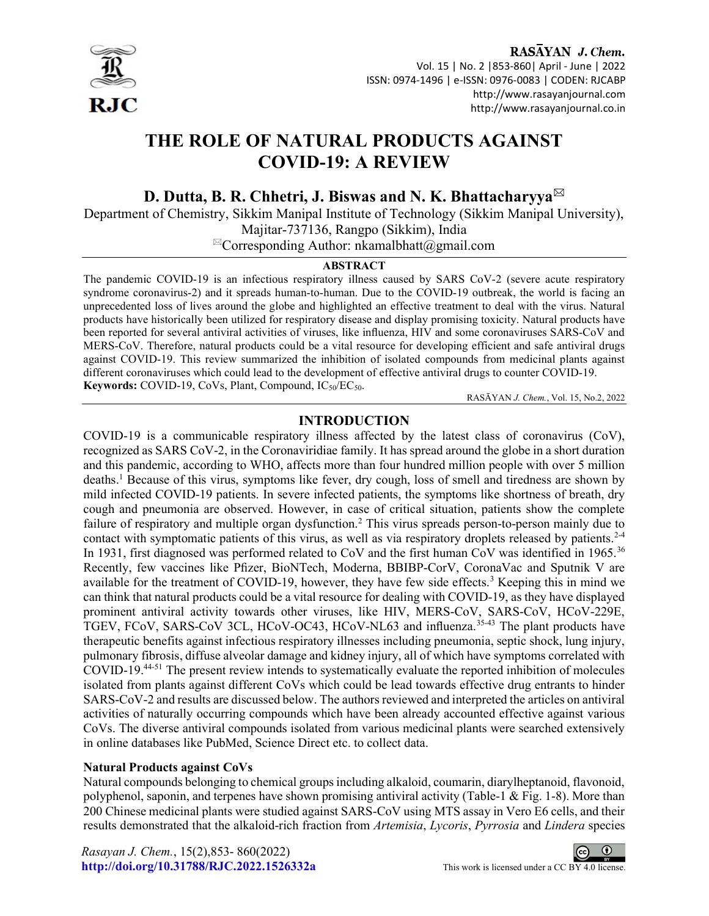# THE ROLE OF NATURAL PRODUCTS AGAINST COVID-19: A REVIEW

**D. Dutta, B. R. Chhetri, J. Biswas and N. K. Bhattacharyya**✉

Department of Chemistry, Sikkim Manipal Institute of Technology (Sikkim Manipal University), Majitar-737136, Rangpo (Sikkim), India

✉Corresponding Author: nkamalbhatt@gmail.com

## ABSTRACT

The pandemic COVID-19 is an infectious respiratory illness caused by SARS CoV-2 (severe acute respiratory syndrome coronavirus-2) and it spreads human-to-human. Due to the COVID-19 outbreak, the world is facing an unprecedented loss of lives around the globe and highlighted an effective treatment to deal with the virus. Natural products have historically been utilized for respiratory disease and display promising toxicity. Natural products have been reported for several antiviral activities of viruses, like influenza, HIV and some coronaviruses SARS-CoV and MERS-CoV. Therefore, natural products could be a vital resource for developing efficient and safe antiviral drugs against COVID-19. This review summarized the inhibition of isolated compounds from medicinal plants against different coronaviruses which could lead to the development of effective antiviral drugs to counter COVID-19.

**Keywords:** COVID-19, CoVs, Plant, Compound, $IC_{50}$/$EC_{50}$.

## INTRODUCTION

COVID-19 is a communicable respiratory illness affected by the latest class of coronavirus (CoV), recognized as SARS CoV-2, in the Coronaviridiae family. It has spread around the globe in a short duration and this pandemic, according to WHO, affects more than four hundred million people with over 5 million deaths.[1] Because of this virus, symptoms like fever, dry cough, loss of smell and tiredness are shown by mild infected COVID-19 patients. In severe infected patients, the symptoms like shortness of breath, dry cough and pneumonia are observed. However, in case of critical situation, patients show the complete failure of respiratory and multiple organ dysfunction.[2] This virus spreads person-to-person mainly due to contact with symptomatic patients of this virus, as well as via respiratory droplets released by patients.[2-4] In 1931, first diagnosed was performed related to CoV and the first human CoV was identified in 1965.[36] Recently, few vaccines like Pfizer, BioNTech, Moderna, BBIBP-CorV, CoronaVac and Sputnik V are available for the treatment of COVID-19, however, they have few side effects.[3] Keeping this in mind we can think that natural products could be a vital resource for dealing with COVID-19, as they have displayed prominent antiviral activity towards other viruses, like HIV, MERS-CoV, SARS-CoV, HCoV-229E, TGEV, FCoV, SARS-CoV 3CL, HCoV-OC43, HCoV-NL63 and influenza.[35-43] The plant products have therapeutic benefits against infectious respiratory illnesses including pneumonia, septic shock, lung injury, pulmonary fibrosis, diffuse alveolar damage and kidney injury, all of which have symptoms correlated with COVID-19.[44-51] The present review intends to systematically evaluate the reported inhibition of molecules isolated from plants against different CoVs which could be lead towards effective drug entrants to hinder SARS-CoV-2 and results are discussed below. The authors reviewed and interpreted the articles on antiviral activities of naturally occurring compounds which have been already accounted effective against various CoVs. The diverse antiviral compounds isolated from various medicinal plants were searched extensively in online databases like PubMed, Science Direct etc. to collect data.

### Natural Products against CoVs

Natural compounds belonging to chemical groups including alkaloid, coumarin, diarylheptanoid, flavonoid, polyphenol, saponin, and terpenes have shown promising antiviral activity (Table-1 & Fig. 1-8). More than 200 Chinese medicinal plants were studied against SARS-CoV using MTS assay in Vero E6 cells, and their results demonstrated that the alkaloid-rich fraction from *Artemisia*, *Lycoris*, *Pyrrosia* and *Lindera* species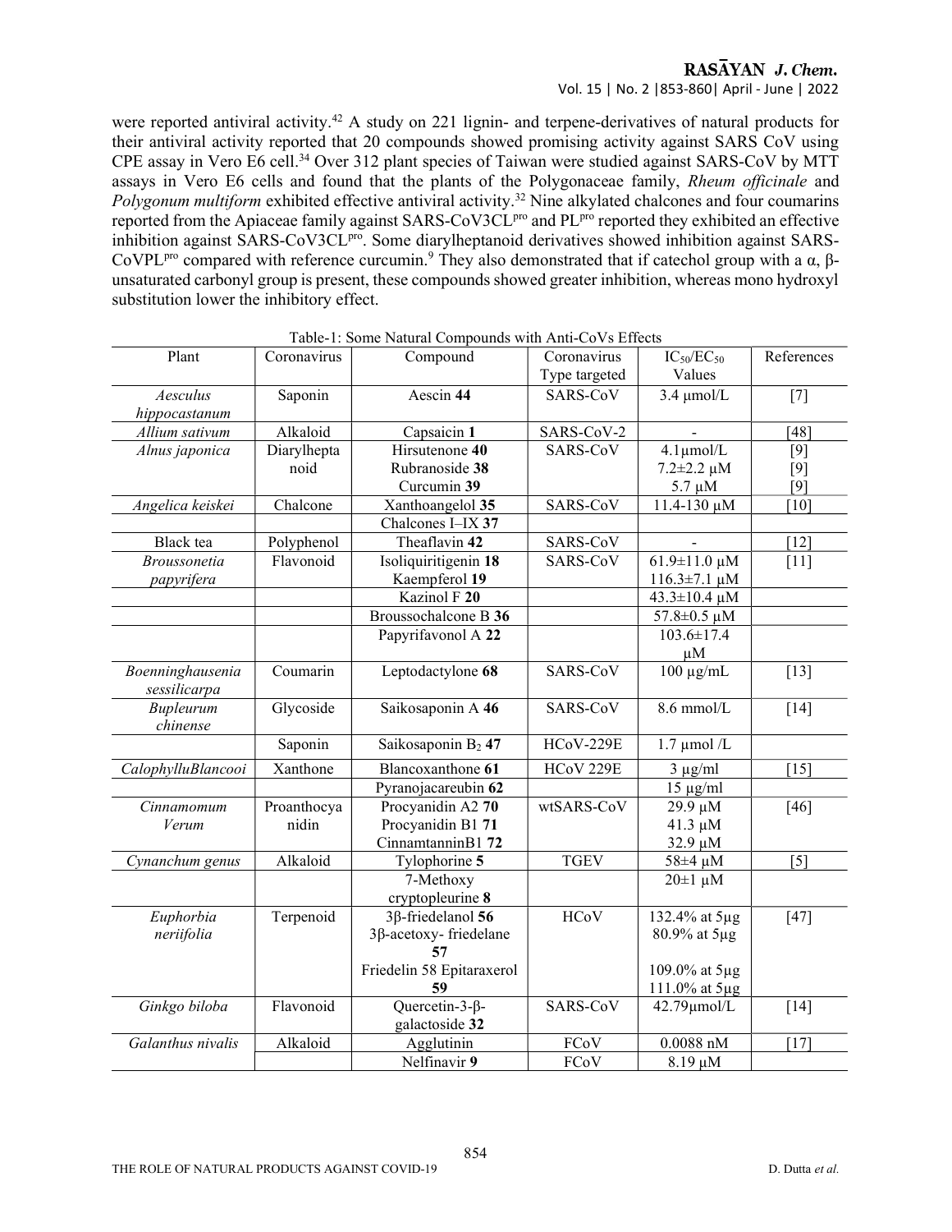were reported antiviral activity.[42] A study on 221 lignin- and terpene-derivatives of natural products for their antiviral activity reported that 20 compounds showed promising activity against SARS CoV using CPE assay in Vero E6 cell.[34] Over 312 plant species of Taiwan were studied against SARS-CoV by MTT assays in Vero E6 cells and found that the plants of the Polygonaceae family, *Rheum officinale* and *Polygonum multiform* exhibited effective antiviral activity.[32] Nine alkylated chalcones and four coumarins reported from the Apiaceae family against SARS-CoV3CL$^{pro}$ and PL$^{pro}$ reported they exhibited an effective inhibition against SARS-CoV3CL$^{pro}$. Some diarylheptanoid derivatives showed inhibition against SARS-CoVPL$^{pro}$ compared with reference curcumin.[9] They also demonstrated that if catechol group with a α, β-unsaturated carbonyl group is present, these compounds showed greater inhibition, whereas mono hydroxyl substitution lower the inhibitory effect.

Table-1: Some Natural Compounds with Anti-CoVs Effects

| Plant | Coronavirus | Compound | Coronavirus Type targeted | $IC_{50}/EC_{50}$ Values | References |
|---|---|---|---|---|---|
| *Aesculus hippocastanum* | Saponin | Aescin **44** | SARS-CoV | 3.4 µmol/L | [7] |
| *Allium sativum* | Alkaloid | Capsaicin **1** | SARS-CoV-2 | - | [48] |
| *Alnus japonica* | Diarylheptanoid | Hirsutenone **40**<br>Rubranoside **38**<br>Curcumin **39** | SARS-CoV | 4.1µmol/L<br>7.2±2.2 µM<br>5.7 µM | [9]<br>[9]<br>[9] |
| *Angelica keiskei* | Chalcone | Xanthoangelol **35** | SARS-CoV | 11.4-130 µM | [10] |
| | | Chalcones I–IX **37** | | | |
| Black tea | Polyphenol | Theaflavin **42** | SARS-CoV | - | [12] |
| *Broussonetia papyrifera* | Flavonoid | Isoliquiritigenin **18**<br>Kaempferol **19** | SARS-CoV | 61.9±11.0 µM<br>116.3±7.1 µM | [11] |
| | | Kazinol F **20** | | 43.3±10.4 µM | |
| | | Broussochalcone B **36** | | 57.8±0.5 µM | |
| | | Papyrifavonol A **22** | | 103.6±17.4 µM | |
| *Boenninghausenia sessilicarpa* | Coumarin | Leptodactylone **68** | SARS-CoV | 100 µg/mL | [13] |
| *Bupleurum chinense* | Glycoside | Saikosaponin A **46** | SARS-CoV | 8.6 mmol/L | [14] |
| | Saponin | Saikosaponin $B_2$ **47** | HCoV-229E | 1.7 µmol /L | |
| *CalophylluBlancooi* | Xanthone | Blancoxanthone **61** | HCoV 229E | 3 µg/ml | [15] |
| | | Pyranojacareubin **62** | | 15 µg/ml | |
| *Cinnamomum Verum* | Proanthocyanidin | Procyanidin A2 **70**<br>Procyanidin B1 **71**<br>CinnamtanninB1 **72** | wtSARS-CoV | 29.9 µM<br>41.3 µM<br>32.9 µM | [46] |
| *Cynanchum genus* | Alkaloid | Tylophorine **5** | TGEV | 58±4 µM | [5] |
| | | 7-Methoxy cryptopleurine **8** | | 20±1 µM | |
| *Euphorbia neriifolia* | Terpenoid | 3β-friedelanol **56**<br>3β-acetoxy- friedelane **57**<br>Friedelin **58** Epitaraxerol **59** | HCoV | 132.4% at 5µg<br>80.9% at 5µg<br>109.0% at 5µg<br>111.0% at 5µg | [47] |
| *Ginkgo biloba* | Flavonoid | Quercetin-3-β-galactoside **32** | SARS-CoV | 42.79µmol/L | [14] |
| *Galanthus nivalis* | Alkaloid | Agglutinin | FCoV | 0.0088 nM | [17] |
| | | Nelfinavir **9** | FCoV | 8.19 µM | |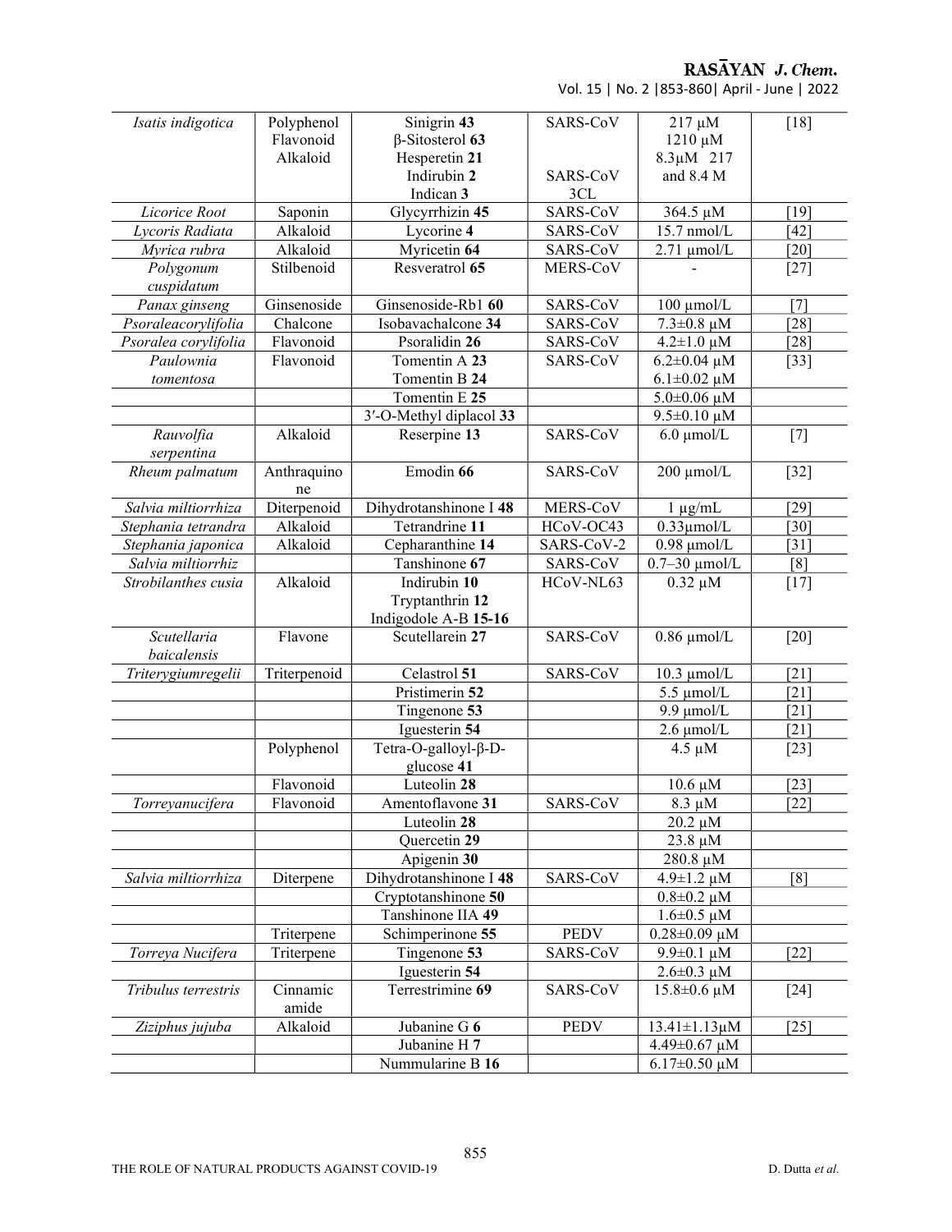| *Isatis indigotica* | Polyphenol<br>Flavonoid<br>Alkaloid | Sinigrin **43**<br>β-Sitosterol **63**<br>Hesperetin **21**<br>Indirubin **2**<br>Indican **3** | SARS-CoV<br><br><br>SARS-CoV<br>3CL | 217 μM<br>1210 μM<br>8.3μM 217<br>and 8.4 M | [18] |
|---|---|---|---|---|---|
| *Licorice Root* | Saponin | Glycyrrhizin **45** | SARS-CoV | 364.5 μM | [19] |
| *Lycoris Radiata* | Alkaloid | Lycorine **4** | SARS-CoV | 15.7 nmol/L | [42] |
| *Myrica rubra* | Alkaloid | Myricetin **64** | SARS-CoV | 2.71 μmol/L | [20] |
| *Polygonum cuspidatum* | Stilbenoid | Resveratrol **65** | MERS-CoV | - | [27] |
| *Panax ginseng* | Ginsenoside | Ginsenoside-Rb1 **60** | SARS-CoV | 100 μmol/L | [7] |
| *Psoraleacorylifolia* | Chalcone | Isobavachalcone **34** | SARS-CoV | 7.3±0.8 μM | [28] |
| *Psoralea corylifolia* | Flavonoid | Psoralidin **26** | SARS-CoV | 4.2±1.0 μM | [28] |
| *Paulownia tomentosa* | Flavonoid | Tomentin A **23**<br>Tomentin B **24** | SARS-CoV | 6.2±0.04 μM<br>6.1±0.02 μM | [33] |
| | | Tomentin E **25** | | 5.0±0.06 μM | |
| | | 3′-O-Methyl diplacol **33** | | 9.5±0.10 μM | |
| *Rauvolfia serpentina* | Alkaloid | Reserpine **13** | SARS-CoV | 6.0 μmol/L | [7] |
| *Rheum palmatum* | Anthraquinone | Emodin **66** | SARS-CoV | 200 μmol/L | [32] |
| *Salvia miltiorrhiza* | Diterpenoid | Dihydrotanshinone I **48** | MERS-CoV | 1 μg/mL | [29] |
| *Stephania tetrandra* | Alkaloid | Tetrandrine **11** | HCoV-OC43 | 0.33μmol/L | [30] |
| *Stephania japonica* | Alkaloid | Cepharanthine **14** | SARS-CoV-2 | 0.98 μmol/L | [31] |
| *Salvia miltiorrhiz* | | Tanshinone **67** | SARS-CoV | 0.7–30 μmol/L | [8] |
| *Strobilanthes cusia* | Alkaloid | Indirubin **10**<br>Tryptanthrin **12**<br>Indigodole A-B **15-16** | HCoV-NL63 | 0.32 μM | [17] |
| *Scutellaria baicalensis* | Flavone | Scutellarein **27** | SARS-CoV | 0.86 μmol/L | [20] |
| *Triterygiumregelii* | Triterpenoid | Celastrol **51** | SARS-CoV | 10.3 μmol/L | [21] |
| | | Pristimerin **52** | | 5.5 μmol/L | [21] |
| | | Tingenone **53** | | 9.9 μmol/L | [21] |
| | | Iguesterin **54** | | 2.6 μmol/L | [21] |
| | Polyphenol | Tetra-O-galloyl-β-D-glucose **41** | | 4.5 μM | [23] |
| | Flavonoid | Luteolin **28** | | 10.6 μM | [23] |
| *Torreyanucifera* | Flavonoid | Amentoflavone **31** | SARS-CoV | 8.3 μM | [22] |
| | | Luteolin **28** | | 20.2 μM | |
| | | Quercetin **29** | | 23.8 μM | |
| | | Apigenin **30** | | 280.8 μM | |
| *Salvia miltiorrhiza* | Diterpene | Dihydrotanshinone I **48** | SARS-CoV | 4.9±1.2 μM | [8] |
| | | Cryptotanshinone **50** | | 0.8±0.2 μM | |
| | | Tanshinone IIA **49** | | 1.6±0.5 μM | |
| | Triterpene | Schimperinone **55** | PEDV | 0.28±0.09 μM | |
| *Torreya Nucifera* | Triterpene | Tingenone **53** | SARS-CoV | 9.9±0.1 μM | [22] |
| | | Iguesterin **54** | | 2.6±0.3 μM | |
| *Tribulus terrestris* | Cinnamic amide | Terrestrimine **69** | SARS-CoV | 15.8±0.6 μM | [24] |
| *Ziziphus jujuba* | Alkaloid | Jubanine G **6** | PEDV | 13.41±1.13μM | [25] |
| | | Jubanine H **7** | | 4.49±0.67 μM | |
| | | Nummularine B **16** | | 6.17±0.50 μM | |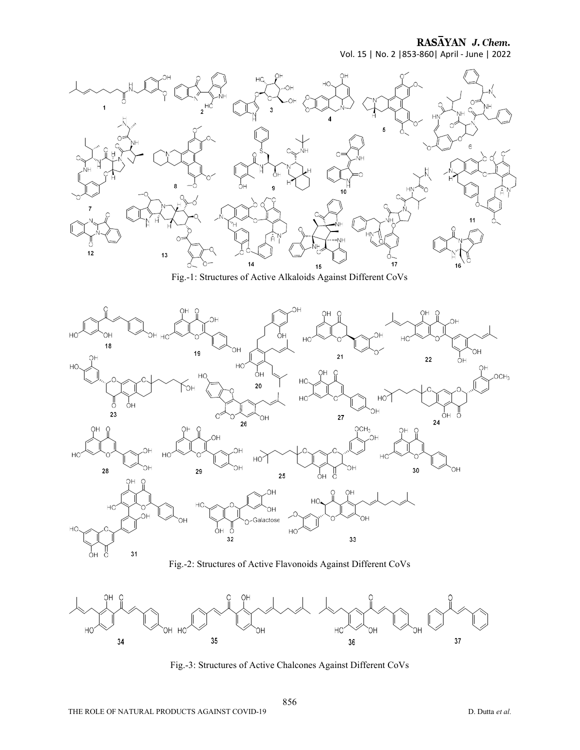Fig.-1: Structures of Active Alkaloids Against Different CoVs

Fig.-2: Structures of Active Flavonoids Against Different CoVs

Fig.-3: Structures of Active Chalcones Against Different CoVs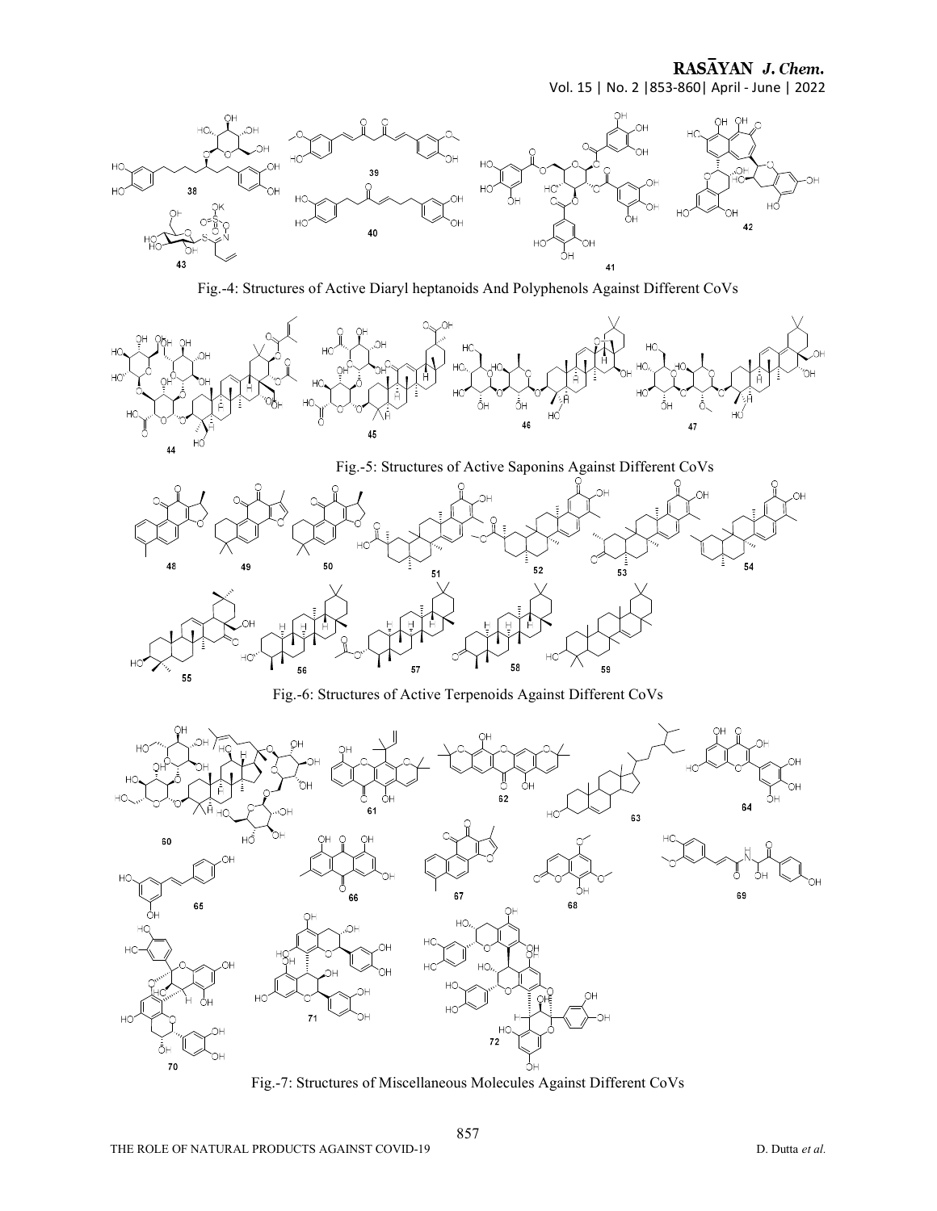Fig.-4: Structures of Active Diaryl heptanoids And Polyphenols Against Different CoVs

Fig.-5: Structures of Active Saponins Against Different CoVs

Fig.-6: Structures of Active Terpenoids Against Different CoVs

Fig.-7: Structures of Miscellaneous Molecules Against Different CoVs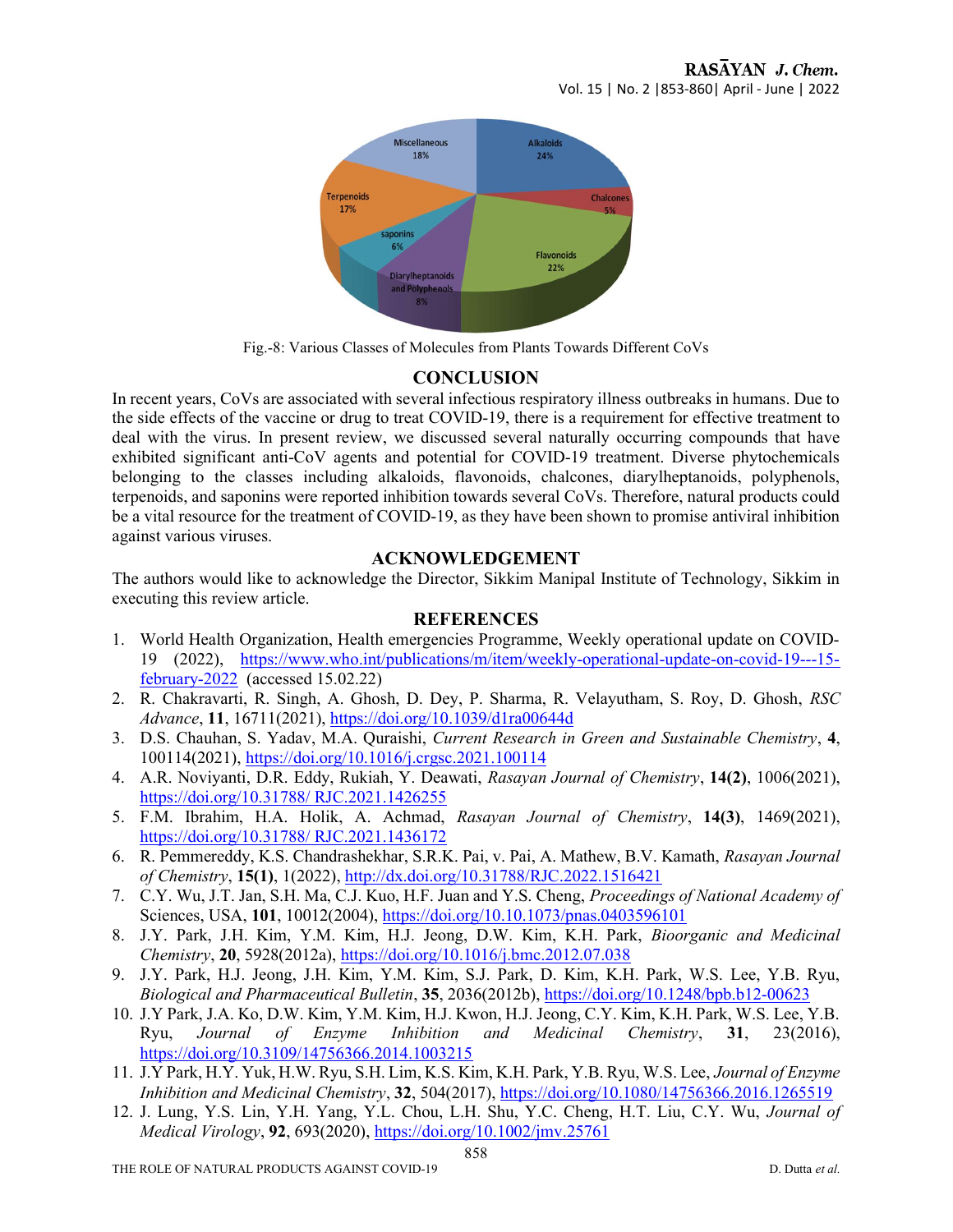Fig.-8: Various Classes of Molecules from Plants Towards Different CoVs

## CONCLUSION

In recent years, CoVs are associated with several infectious respiratory illness outbreaks in humans. Due to the side effects of the vaccine or drug to treat COVID-19, there is a requirement for effective treatment to deal with the virus. In present review, we discussed several naturally occurring compounds that have exhibited significant anti-CoV agents and potential for COVID-19 treatment. Diverse phytochemicals belonging to the classes including alkaloids, flavonoids, chalcones, diarylheptanoids, polyphenols, terpenoids, and saponins were reported inhibition towards several CoVs. Therefore, natural products could be a vital resource for the treatment of COVID-19, as they have been shown to promise antiviral inhibition against various viruses.

## ACKNOWLEDGEMENT

The authors would like to acknowledge the Director, Sikkim Manipal Institute of Technology, Sikkim in executing this review article.

## REFERENCES

1. World Health Organization, Health emergencies Programme, Weekly operational update on COVID-19 (2022), https://www.who.int/publications/m/item/weekly-operational-update-on-covid-19---15-february-2022 (accessed 15.02.22)
2. R. Chakravarti, R. Singh, A. Ghosh, D. Dey, P. Sharma, R. Velayutham, S. Roy, D. Ghosh, *RSC Advance*, **11**, 16711(2021), https://doi.org/10.1039/d1ra00644d
3. D.S. Chauhan, S. Yadav, M.A. Quraishi, *Current Research in Green and Sustainable Chemistry*, **4**, 100114(2021), https://doi.org/10.1016/j.crgsc.2021.100114
4. A.R. Noviyanti, D.R. Eddy, Rukiah, Y. Deawati, *Rasayan Journal of Chemistry*, **14(2)**, 1006(2021), https://doi.org/10.31788/ RJC.2021.1426255
5. F.M. Ibrahim, H.A. Holik, A. Achmad, *Rasayan Journal of Chemistry*, **14(3)**, 1469(2021), https://doi.org/10.31788/ RJC.2021.1436172
6. R. Pemmereddy, K.S. Chandrashekhar, S.R.K. Pai, v. Pai, A. Mathew, B.V. Kamath, *Rasayan Journal of Chemistry*, **15(1)**, 1(2022), http://dx.doi.org/10.31788/RJC.2022.1516421
7. C.Y. Wu, J.T. Jan, S.H. Ma, C.J. Kuo, H.F. Juan and Y.S. Cheng, *Proceedings of National Academy of* Sciences, USA, **101**, 10012(2004), https://doi.org/10.10.1073/pnas.0403596101
8. J.Y. Park, J.H. Kim, Y.M. Kim, H.J. Jeong, D.W. Kim, K.H. Park, *Bioorganic and Medicinal Chemistry*, **20**, 5928(2012a), https://doi.org/10.1016/j.bmc.2012.07.038
9. J.Y. Park, H.J. Jeong, J.H. Kim, Y.M. Kim, S.J. Park, D. Kim, K.H. Park, W.S. Lee, Y.B. Ryu, *Biological and Pharmaceutical Bulletin*, **35**, 2036(2012b), https://doi.org/10.1248/bpb.b12-00623
10. J.Y Park, J.A. Ko, D.W. Kim, Y.M. Kim, H.J. Kwon, H.J. Jeong, C.Y. Kim, K.H. Park, W.S. Lee, Y.B. Ryu, *Journal of Enzyme Inhibition and Medicinal Chemistry*, **31**, 23(2016), https://doi.org/10.3109/14756366.2014.1003215
11. J.Y Park, H.Y. Yuk, H.W. Ryu, S.H. Lim, K.S. Kim, K.H. Park, Y.B. Ryu, W.S. Lee, *Journal of Enzyme Inhibition and Medicinal Chemistry*, **32**, 504(2017), https://doi.org/10.1080/14756366.2016.1265519
12. J. Lung, Y.S. Lin, Y.H. Yang, Y.L. Chou, L.H. Shu, Y.C. Cheng, H.T. Liu, C.Y. Wu, *Journal of Medical Virology*, **92**, 693(2020), https://doi.org/10.1002/jmv.25761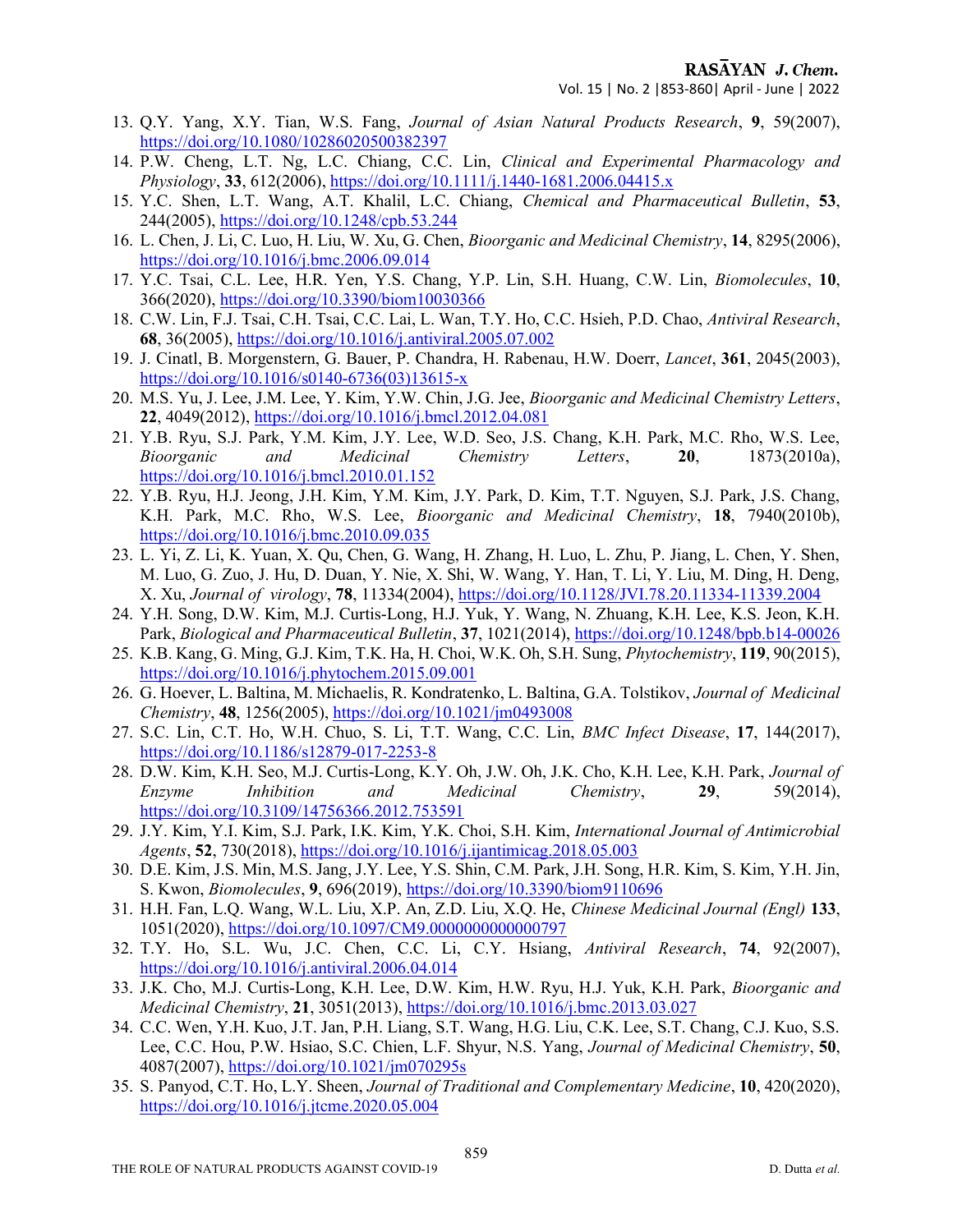13. Q.Y. Yang, X.Y. Tian, W.S. Fang, *Journal of Asian Natural Products Research*, **9**, 59(2007), https://doi.org/10.1080/10286020500382397
14. P.W. Cheng, L.T. Ng, L.C. Chiang, C.C. Lin, *Clinical and Experimental Pharmacology and Physiology*, **33**, 612(2006), https://doi.org/10.1111/j.1440-1681.2006.04415.x
15. Y.C. Shen, L.T. Wang, A.T. Khalil, L.C. Chiang, *Chemical and Pharmaceutical Bulletin*, **53**, 244(2005), https://doi.org/10.1248/cpb.53.244
16. L. Chen, J. Li, C. Luo, H. Liu, W. Xu, G. Chen, *Bioorganic and Medicinal Chemistry*, **14**, 8295(2006), https://doi.org/10.1016/j.bmc.2006.09.014
17. Y.C. Tsai, C.L. Lee, H.R. Yen, Y.S. Chang, Y.P. Lin, S.H. Huang, C.W. Lin, *Biomolecules*, **10**, 366(2020), https://doi.org/10.3390/biom10030366
18. C.W. Lin, F.J. Tsai, C.H. Tsai, C.C. Lai, L. Wan, T.Y. Ho, C.C. Hsieh, P.D. Chao, *Antiviral Research*, **68**, 36(2005), https://doi.org/10.1016/j.antiviral.2005.07.002
19. J. Cinatl, B. Morgenstern, G. Bauer, P. Chandra, H. Rabenau, H.W. Doerr, *Lancet*, **361**, 2045(2003), https://doi.org/10.1016/s0140-6736(03)13615-x
20. M.S. Yu, J. Lee, J.M. Lee, Y. Kim, Y.W. Chin, J.G. Jee, *Bioorganic and Medicinal Chemistry Letters*, **22**, 4049(2012), https://doi.org/10.1016/j.bmcl.2012.04.081
21. Y.B. Ryu, S.J. Park, Y.M. Kim, J.Y. Lee, W.D. Seo, J.S. Chang, K.H. Park, M.C. Rho, W.S. Lee, *Bioorganic and Medicinal Chemistry Letters*, **20**, 1873(2010a), https://doi.org/10.1016/j.bmcl.2010.01.152
22. Y.B. Ryu, H.J. Jeong, J.H. Kim, Y.M. Kim, J.Y. Park, D. Kim, T.T. Nguyen, S.J. Park, J.S. Chang, K.H. Park, M.C. Rho, W.S. Lee, *Bioorganic and Medicinal Chemistry*, **18**, 7940(2010b), https://doi.org/10.1016/j.bmc.2010.09.035
23. L. Yi, Z. Li, K. Yuan, X. Qu, Chen, G. Wang, H. Zhang, H. Luo, L. Zhu, P. Jiang, L. Chen, Y. Shen, M. Luo, G. Zuo, J. Hu, D. Duan, Y. Nie, X. Shi, W. Wang, Y. Han, T. Li, Y. Liu, M. Ding, H. Deng, X. Xu, *Journal of virology*, **78**, 11334(2004), https://doi.org/10.1128/JVI.78.20.11334-11339.2004
24. Y.H. Song, D.W. Kim, M.J. Curtis-Long, H.J. Yuk, Y. Wang, N. Zhuang, K.H. Lee, K.S. Jeon, K.H. Park, *Biological and Pharmaceutical Bulletin*, **37**, 1021(2014), https://doi.org/10.1248/bpb.b14-00026
25. K.B. Kang, G. Ming, G.J. Kim, T.K. Ha, H. Choi, W.K. Oh, S.H. Sung, *Phytochemistry*, **119**, 90(2015), https://doi.org/10.1016/j.phytochem.2015.09.001
26. G. Hoever, L. Baltina, M. Michaelis, R. Kondratenko, L. Baltina, G.A. Tolstikov, *Journal of Medicinal Chemistry*, **48**, 1256(2005), https://doi.org/10.1021/jm0493008
27. S.C. Lin, C.T. Ho, W.H. Chuo, S. Li, T.T. Wang, C.C. Lin, *BMC Infect Disease*, **17**, 144(2017), https://doi.org/10.1186/s12879-017-2253-8
28. D.W. Kim, K.H. Seo, M.J. Curtis-Long, K.Y. Oh, J.W. Oh, J.K. Cho, K.H. Lee, K.H. Park, *Journal of Enzyme Inhibition and Medicinal Chemistry*, **29**, 59(2014), https://doi.org/10.3109/14756366.2012.753591
29. J.Y. Kim, Y.I. Kim, S.J. Park, I.K. Kim, Y.K. Choi, S.H. Kim, *International Journal of Antimicrobial Agents*, **52**, 730(2018), https://doi.org/10.1016/j.ijantimicag.2018.05.003
30. D.E. Kim, J.S. Min, M.S. Jang, J.Y. Lee, Y.S. Shin, C.M. Park, J.H. Song, H.R. Kim, S. Kim, Y.H. Jin, S. Kwon, *Biomolecules*, **9**, 696(2019), https://doi.org/10.3390/biom9110696
31. H.H. Fan, L.Q. Wang, W.L. Liu, X.P. An, Z.D. Liu, X.Q. He, *Chinese Medicinal Journal (Engl)* **133**, 1051(2020), https://doi.org/10.1097/CM9.0000000000000797
32. T.Y. Ho, S.L. Wu, J.C. Chen, C.C. Li, C.Y. Hsiang, *Antiviral Research*, **74**, 92(2007), https://doi.org/10.1016/j.antiviral.2006.04.014
33. J.K. Cho, M.J. Curtis-Long, K.H. Lee, D.W. Kim, H.W. Ryu, H.J. Yuk, K.H. Park, *Bioorganic and Medicinal Chemistry*, **21**, 3051(2013), https://doi.org/10.1016/j.bmc.2013.03.027
34. C.C. Wen, Y.H. Kuo, J.T. Jan, P.H. Liang, S.T. Wang, H.G. Liu, C.K. Lee, S.T. Chang, C.J. Kuo, S.S. Lee, C.C. Hou, P.W. Hsiao, S.C. Chien, L.F. Shyur, N.S. Yang, *Journal of Medicinal Chemistry*, **50**, 4087(2007), https://doi.org/10.1021/jm070295s
35. S. Panyod, C.T. Ho, L.Y. Sheen, *Journal of Traditional and Complementary Medicine*, **10**, 420(2020), https://doi.org/10.1016/j.jtcme.2020.05.004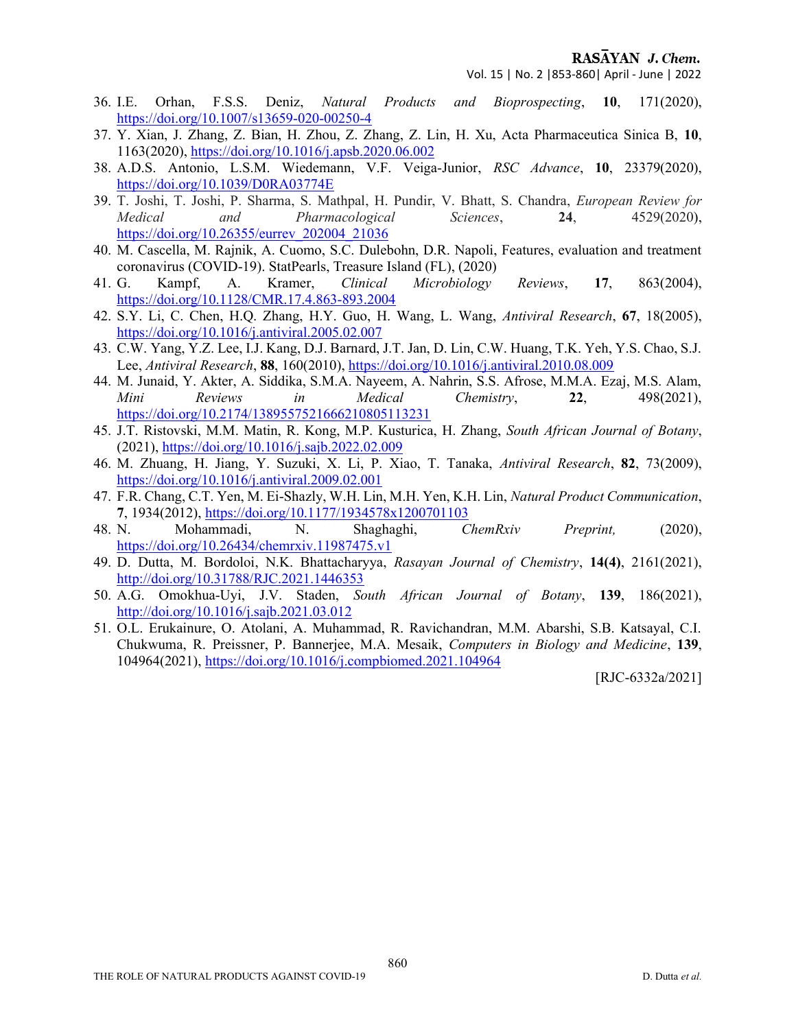36. I.E. Orhan, F.S.S. Deniz, *Natural Products and Bioprospecting*, **10**, 171(2020), https://doi.org/10.1007/s13659-020-00250-4
37. Y. Xian, J. Zhang, Z. Bian, H. Zhou, Z. Zhang, Z. Lin, H. Xu, Acta Pharmaceutica Sinica B, **10**, 1163(2020), https://doi.org/10.1016/j.apsb.2020.06.002
38. A.D.S. Antonio, L.S.M. Wiedemann, V.F. Veiga-Junior, *RSC Advance*, **10**, 23379(2020), https://doi.org/10.1039/D0RA03774E
39. T. Joshi, T. Joshi, P. Sharma, S. Mathpal, H. Pundir, V. Bhatt, S. Chandra, *European Review for Medical and Pharmacological Sciences*, **24**, 4529(2020), https://doi.org/10.26355/eurrev_202004_21036
40. M. Cascella, M. Rajnik, A. Cuomo, S.C. Dulebohn, D.R. Napoli, Features, evaluation and treatment coronavirus (COVID-19). StatPearls, Treasure Island (FL), (2020)
41. G. Kampf, A. Kramer, *Clinical Microbiology Reviews*, **17**, 863(2004), https://doi.org/10.1128/CMR.17.4.863-893.2004
42. S.Y. Li, C. Chen, H.Q. Zhang, H.Y. Guo, H. Wang, L. Wang, *Antiviral Research*, **67**, 18(2005), https://doi.org/10.1016/j.antiviral.2005.02.007
43. C.W. Yang, Y.Z. Lee, I.J. Kang, D.J. Barnard, J.T. Jan, D. Lin, C.W. Huang, T.K. Yeh, Y.S. Chao, S.J. Lee, *Antiviral Research*, **88**, 160(2010), https://doi.org/10.1016/j.antiviral.2010.08.009
44. M. Junaid, Y. Akter, A. Siddika, S.M.A. Nayeem, A. Nahrin, S.S. Afrose, M.M.A. Ezaj, M.S. Alam, *Mini Reviews in Medical Chemistry*, **22**, 498(2021), https://doi.org/10.2174/1389557521666210805113231
45. J.T. Ristovski, M.M. Matin, R. Kong, M.P. Kusturica, H. Zhang, *South African Journal of Botany*, (2021), https://doi.org/10.1016/j.sajb.2022.02.009
46. M. Zhuang, H. Jiang, Y. Suzuki, X. Li, P. Xiao, T. Tanaka, *Antiviral Research*, **82**, 73(2009), https://doi.org/10.1016/j.antiviral.2009.02.001
47. F.R. Chang, C.T. Yen, M. Ei-Shazly, W.H. Lin, M.H. Yen, K.H. Lin, *Natural Product Communication*, **7**, 1934(2012), https://doi.org/10.1177/1934578x1200701103
48. N. Mohammadi, N. Shaghaghi, *ChemRxiv Preprint,* (2020), https://doi.org/10.26434/chemrxiv.11987475.v1
49. D. Dutta, M. Bordoloi, N.K. Bhattacharyya, *Rasayan Journal of Chemistry*, **14(4)**, 2161(2021), http://doi.org/10.31788/RJC.2021.1446353
50. A.G. Omokhua-Uyi, J.V. Staden, *South African Journal of Botany*, **139**, 186(2021), http://doi.org/10.1016/j.sajb.2021.03.012
51. O.L. Erukainure, O. Atolani, A. Muhammad, R. Ravichandran, M.M. Abarshi, S.B. Katsayal, C.I. Chukwuma, R. Preissner, P. Bannerjee, M.A. Mesaik, *Computers in Biology and Medicine*, **139**, 104964(2021), https://doi.org/10.1016/j.compbiomed.2021.104964

[RJC-6332a/2021]